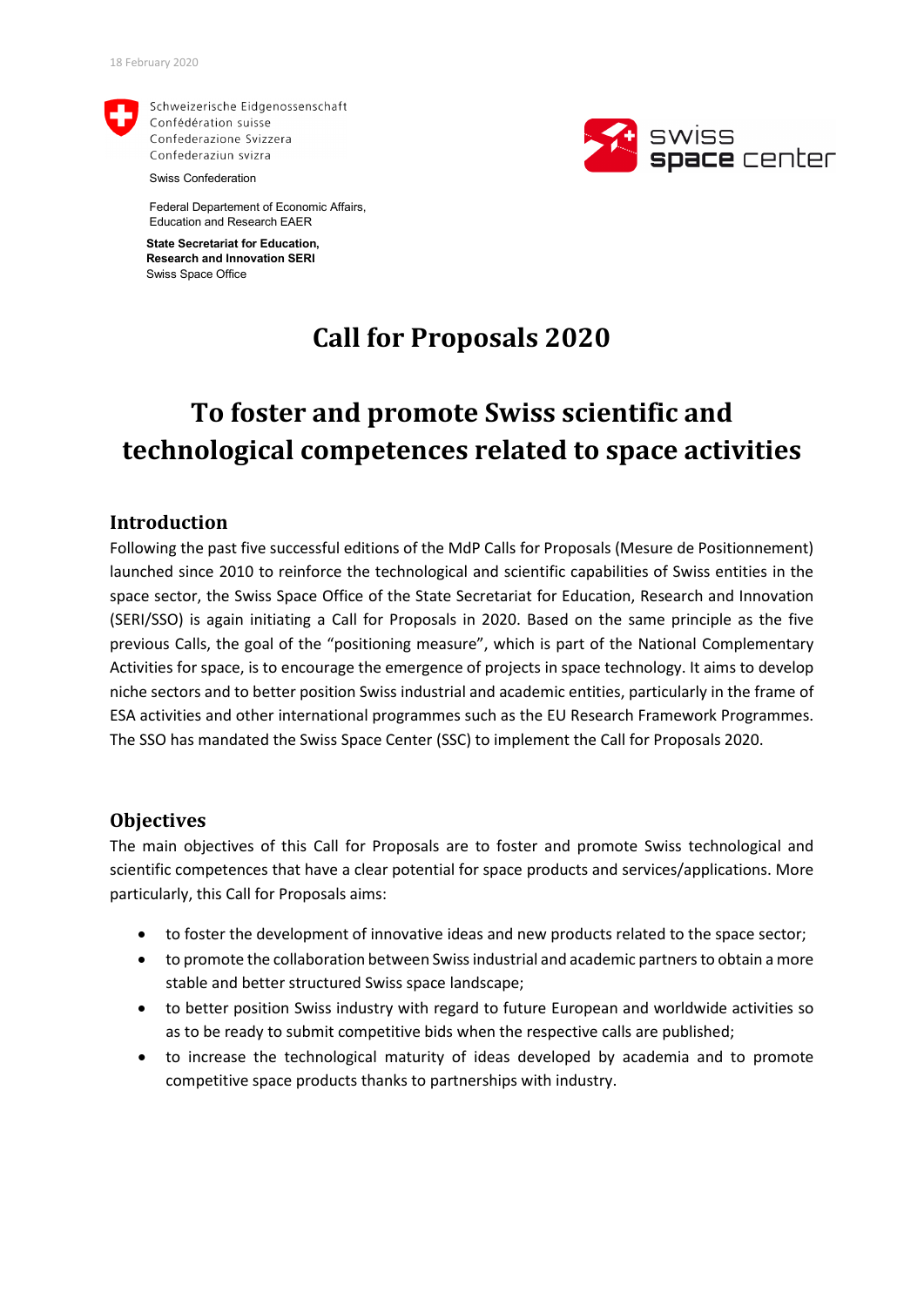18 February 2020

Schweizerische Eidgenossenschaft
Confédération suisse
Confederazione Svizzera
Confederaziun svizra

Swiss Confederation

Federal Departement of Economic Affairs, Education and Research EAER

**State Secretariat for Education, Research and Innovation SERI**
Swiss Space Office

swiss **space** center

# Call for Proposals 2020

# To foster and promote Swiss scientific and technological competences related to space activities

## Introduction

Following the past five successful editions of the MdP Calls for Proposals (Mesure de Positionnement) launched since 2010 to reinforce the technological and scientific capabilities of Swiss entities in the space sector, the Swiss Space Office of the State Secretariat for Education, Research and Innovation (SERI/SSO) is again initiating a Call for Proposals in 2020. Based on the same principle as the five previous Calls, the goal of the "positioning measure", which is part of the National Complementary Activities for space, is to encourage the emergence of projects in space technology. It aims to develop niche sectors and to better position Swiss industrial and academic entities, particularly in the frame of ESA activities and other international programmes such as the EU Research Framework Programmes. The SSO has mandated the Swiss Space Center (SSC) to implement the Call for Proposals 2020.

## Objectives

The main objectives of this Call for Proposals are to foster and promote Swiss technological and scientific competences that have a clear potential for space products and services/applications. More particularly, this Call for Proposals aims:

- to foster the development of innovative ideas and new products related to the space sector;
- to promote the collaboration between Swiss industrial and academic partners to obtain a more stable and better structured Swiss space landscape;
- to better position Swiss industry with regard to future European and worldwide activities so as to be ready to submit competitive bids when the respective calls are published;
- to increase the technological maturity of ideas developed by academia and to promote competitive space products thanks to partnerships with industry.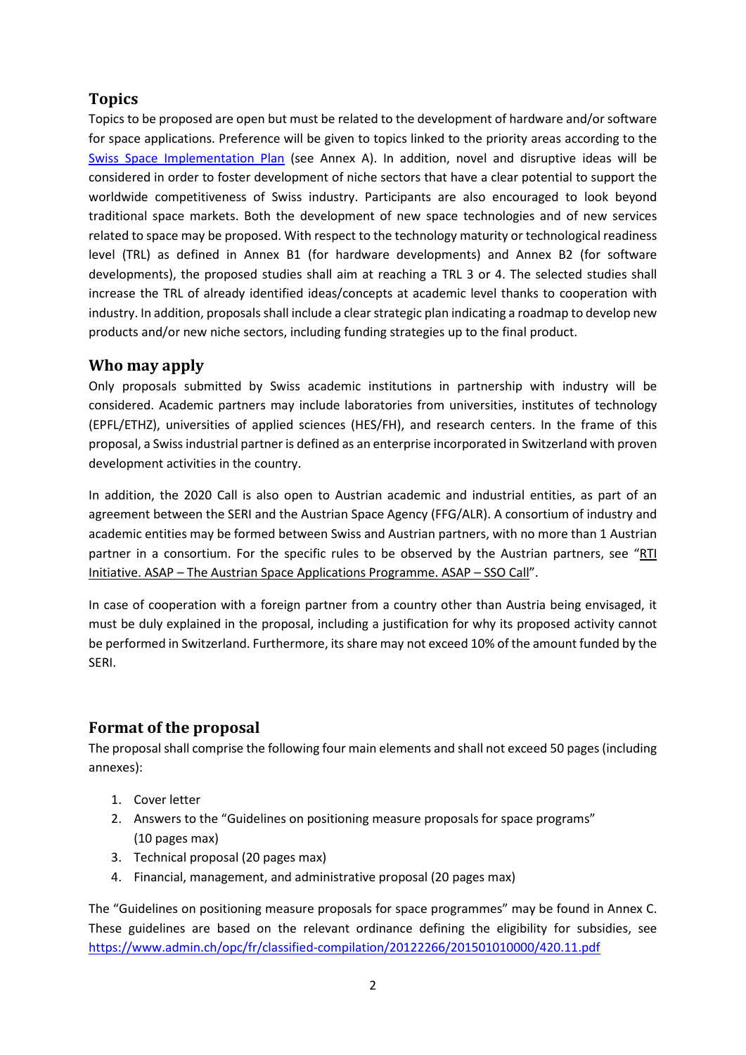## Topics

Topics to be proposed are open but must be related to the development of hardware and/or software for space applications. Preference will be given to topics linked to the priority areas according to the [Swiss Space Implementation Plan](#) (see Annex A). In addition, novel and disruptive ideas will be considered in order to foster development of niche sectors that have a clear potential to support the worldwide competitiveness of Swiss industry. Participants are also encouraged to look beyond traditional space markets. Both the development of new space technologies and of new services related to space may be proposed. With respect to the technology maturity or technological readiness level (TRL) as defined in Annex B1 (for hardware developments) and Annex B2 (for software developments), the proposed studies shall aim at reaching a TRL 3 or 4. The selected studies shall increase the TRL of already identified ideas/concepts at academic level thanks to cooperation with industry. In addition, proposals shall include a clear strategic plan indicating a roadmap to develop new products and/or new niche sectors, including funding strategies up to the final product.

## Who may apply

Only proposals submitted by Swiss academic institutions in partnership with industry will be considered. Academic partners may include laboratories from universities, institutes of technology (EPFL/ETHZ), universities of applied sciences (HES/FH), and research centers. In the frame of this proposal, a Swiss industrial partner is defined as an enterprise incorporated in Switzerland with proven development activities in the country.

In addition, the 2020 Call is also open to Austrian academic and industrial entities, as part of an agreement between the SERI and the Austrian Space Agency (FFG/ALR). A consortium of industry and academic entities may be formed between Swiss and Austrian partners, with no more than 1 Austrian partner in a consortium. For the specific rules to be observed by the Austrian partners, see "RTI Initiative. ASAP – The Austrian Space Applications Programme. ASAP – SSO Call".

In case of cooperation with a foreign partner from a country other than Austria being envisaged, it must be duly explained in the proposal, including a justification for why its proposed activity cannot be performed in Switzerland. Furthermore, its share may not exceed 10% of the amount funded by the SERI.

## Format of the proposal

The proposal shall comprise the following four main elements and shall not exceed 50 pages (including annexes):

1. Cover letter
2. Answers to the "Guidelines on positioning measure proposals for space programs" (10 pages max)
3. Technical proposal (20 pages max)
4. Financial, management, and administrative proposal (20 pages max)

The "Guidelines on positioning measure proposals for space programmes" may be found in Annex C. These guidelines are based on the relevant ordinance defining the eligibility for subsidies, see https://www.admin.ch/opc/fr/classified-compilation/20122266/201501010000/420.11.pdf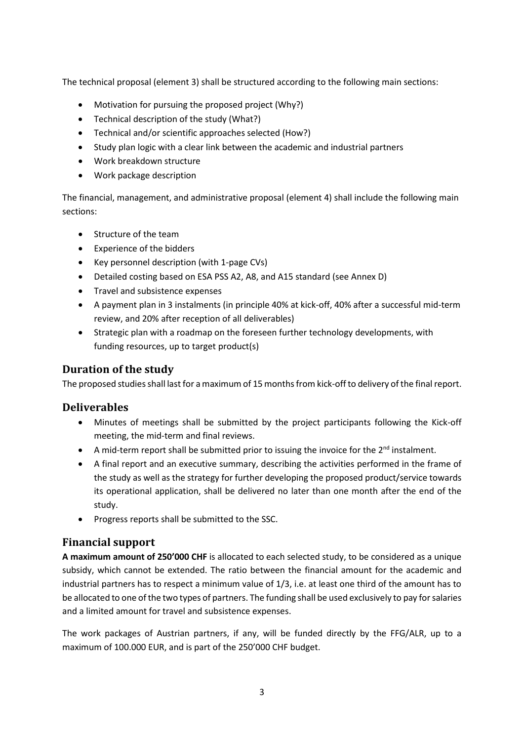The technical proposal (element 3) shall be structured according to the following main sections:

- Motivation for pursuing the proposed project (Why?)
- Technical description of the study (What?)
- Technical and/or scientific approaches selected (How?)
- Study plan logic with a clear link between the academic and industrial partners
- Work breakdown structure
- Work package description

The financial, management, and administrative proposal (element 4) shall include the following main sections:

- Structure of the team
- Experience of the bidders
- Key personnel description (with 1-page CVs)
- Detailed costing based on ESA PSS A2, A8, and A15 standard (see Annex D)
- Travel and subsistence expenses
- A payment plan in 3 instalments (in principle 40% at kick-off, 40% after a successful mid-term review, and 20% after reception of all deliverables)
- Strategic plan with a roadmap on the foreseen further technology developments, with funding resources, up to target product(s)

## Duration of the study

The proposed studies shall last for a maximum of 15 months from kick-off to delivery of the final report.

## Deliverables

- Minutes of meetings shall be submitted by the project participants following the Kick-off meeting, the mid-term and final reviews.
- A mid-term report shall be submitted prior to issuing the invoice for the 2nd instalment.
- A final report and an executive summary, describing the activities performed in the frame of the study as well as the strategy for further developing the proposed product/service towards its operational application, shall be delivered no later than one month after the end of the study.
- Progress reports shall be submitted to the SSC.

## Financial support

**A maximum amount of 250'000 CHF** is allocated to each selected study, to be considered as a unique subsidy, which cannot be extended. The ratio between the financial amount for the academic and industrial partners has to respect a minimum value of 1/3, i.e. at least one third of the amount has to be allocated to one of the two types of partners. The funding shall be used exclusively to pay for salaries and a limited amount for travel and subsistence expenses.

The work packages of Austrian partners, if any, will be funded directly by the FFG/ALR, up to a maximum of 100.000 EUR, and is part of the 250'000 CHF budget.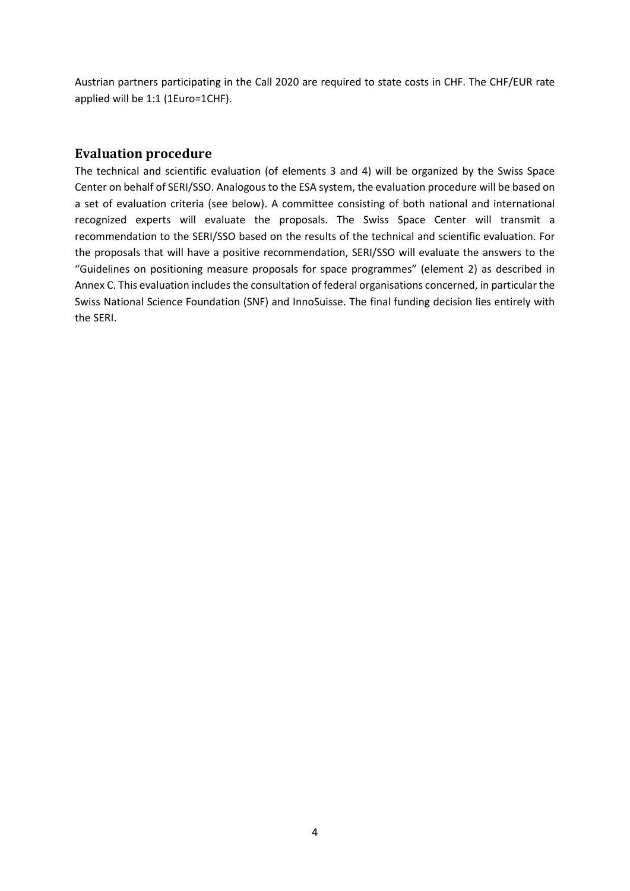Austrian partners participating in the Call 2020 are required to state costs in CHF. The CHF/EUR rate applied will be 1:1 (1Euro=1CHF).

## Evaluation procedure

The technical and scientific evaluation (of elements 3 and 4) will be organized by the Swiss Space Center on behalf of SERI/SSO. Analogous to the ESA system, the evaluation procedure will be based on a set of evaluation criteria (see below). A committee consisting of both national and international recognized experts will evaluate the proposals. The Swiss Space Center will transmit a recommendation to the SERI/SSO based on the results of the technical and scientific evaluation. For the proposals that will have a positive recommendation, SERI/SSO will evaluate the answers to the "Guidelines on positioning measure proposals for space programmes" (element 2) as described in Annex C. This evaluation includes the consultation of federal organisations concerned, in particular the Swiss National Science Foundation (SNF) and InnoSuisse. The final funding decision lies entirely with the SERI.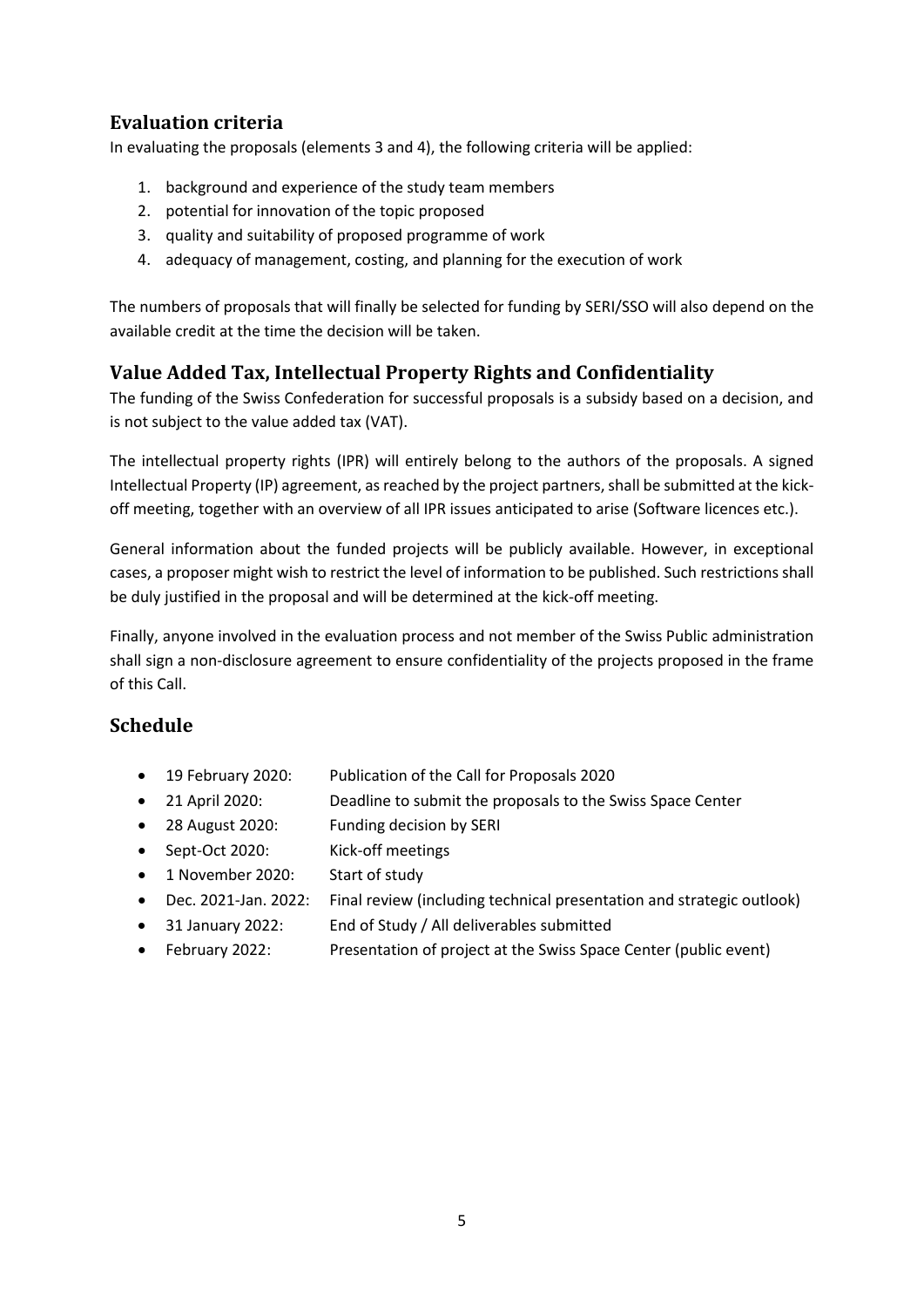## Evaluation criteria

In evaluating the proposals (elements 3 and 4), the following criteria will be applied:

1. background and experience of the study team members
2. potential for innovation of the topic proposed
3. quality and suitability of proposed programme of work
4. adequacy of management, costing, and planning for the execution of work

The numbers of proposals that will finally be selected for funding by SERI/SSO will also depend on the available credit at the time the decision will be taken.

## Value Added Tax, Intellectual Property Rights and Confidentiality

The funding of the Swiss Confederation for successful proposals is a subsidy based on a decision, and is not subject to the value added tax (VAT).

The intellectual property rights (IPR) will entirely belong to the authors of the proposals. A signed Intellectual Property (IP) agreement, as reached by the project partners, shall be submitted at the kick-off meeting, together with an overview of all IPR issues anticipated to arise (Software licences etc.).

General information about the funded projects will be publicly available. However, in exceptional cases, a proposer might wish to restrict the level of information to be published. Such restrictions shall be duly justified in the proposal and will be determined at the kick-off meeting.

Finally, anyone involved in the evaluation process and not member of the Swiss Public administration shall sign a non-disclosure agreement to ensure confidentiality of the projects proposed in the frame of this Call.

## Schedule

- 19 February 2020: Publication of the Call for Proposals 2020
- 21 April 2020: Deadline to submit the proposals to the Swiss Space Center
- 28 August 2020: Funding decision by SERI
- Sept-Oct 2020: Kick-off meetings
- 1 November 2020: Start of study
- Dec. 2021-Jan. 2022: Final review (including technical presentation and strategic outlook)
- 31 January 2022: End of Study / All deliverables submitted
- February 2022: Presentation of project at the Swiss Space Center (public event)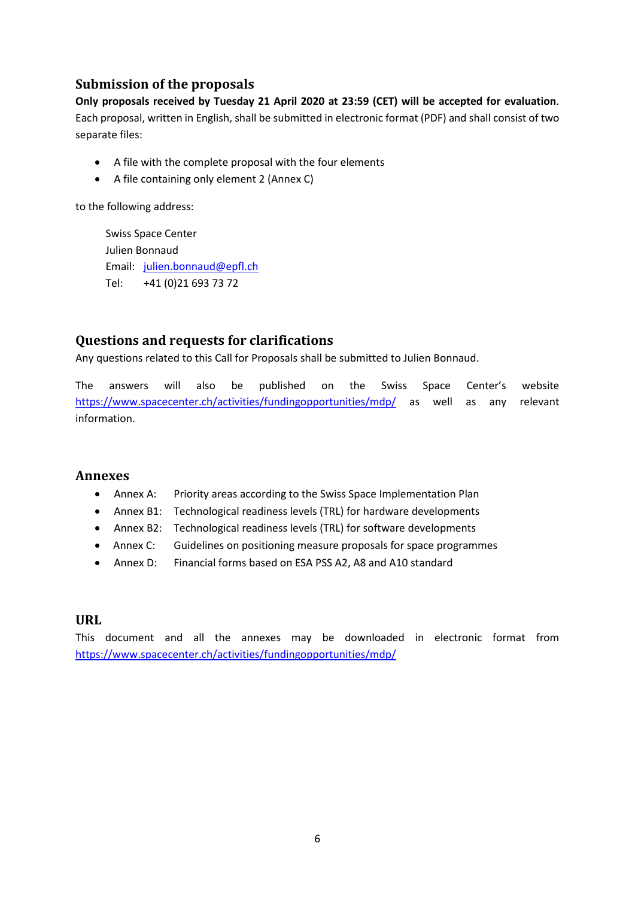## Submission of the proposals

**Only proposals received by Tuesday 21 April 2020 at 23:59 (CET) will be accepted for evaluation**. Each proposal, written in English, shall be submitted in electronic format (PDF) and shall consist of two separate files:

- A file with the complete proposal with the four elements
- A file containing only element 2 (Annex C)

to the following address:

Swiss Space Center
Julien Bonnaud
Email: julien.bonnaud@epfl.ch
Tel: +41 (0)21 693 73 72

## Questions and requests for clarifications

Any questions related to this Call for Proposals shall be submitted to Julien Bonnaud.

The answers will also be published on the Swiss Space Center's website https://www.spacecenter.ch/activities/fundingopportunities/mdp/ as well as any relevant information.

## Annexes

- Annex A: Priority areas according to the Swiss Space Implementation Plan
- Annex B1: Technological readiness levels (TRL) for hardware developments
- Annex B2: Technological readiness levels (TRL) for software developments
- Annex C: Guidelines on positioning measure proposals for space programmes
- Annex D: Financial forms based on ESA PSS A2, A8 and A10 standard

## URL

This document and all the annexes may be downloaded in electronic format from https://www.spacecenter.ch/activities/fundingopportunities/mdp/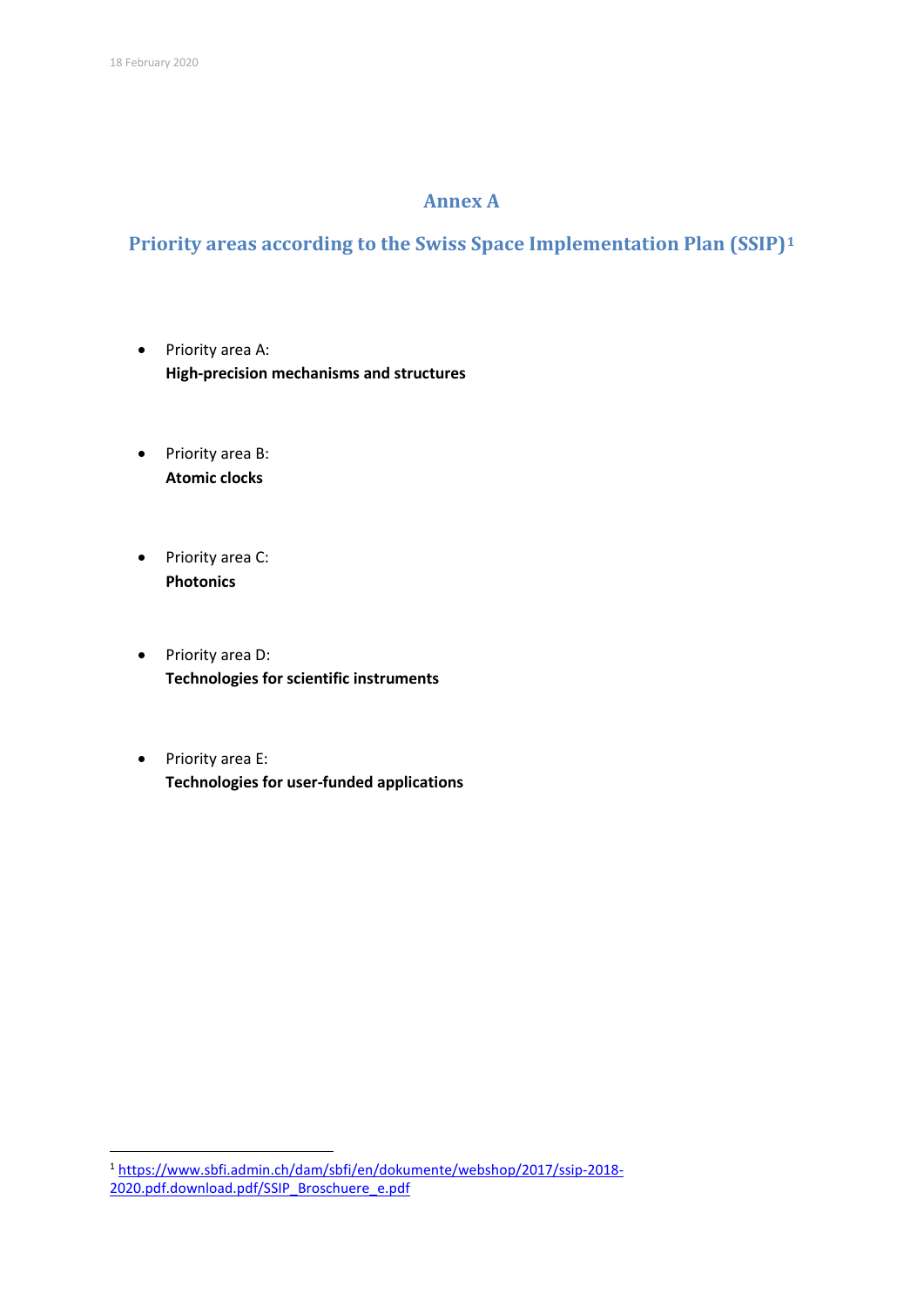18 February 2020

# Annex A

## Priority areas according to the Swiss Space Implementation Plan (SSIP)[1]

- Priority area A:
  **High-precision mechanisms and structures**

- Priority area B:
  **Atomic clocks**

- Priority area C:
  **Photonics**

- Priority area D:
  **Technologies for scientific instruments**

- Priority area E:
  **Technologies for user-funded applications**

---

[1] https://www.sbfi.admin.ch/dam/sbfi/en/dokumente/webshop/2017/ssip-2018-2020.pdf.download.pdf/SSIP_Broschuere_e.pdf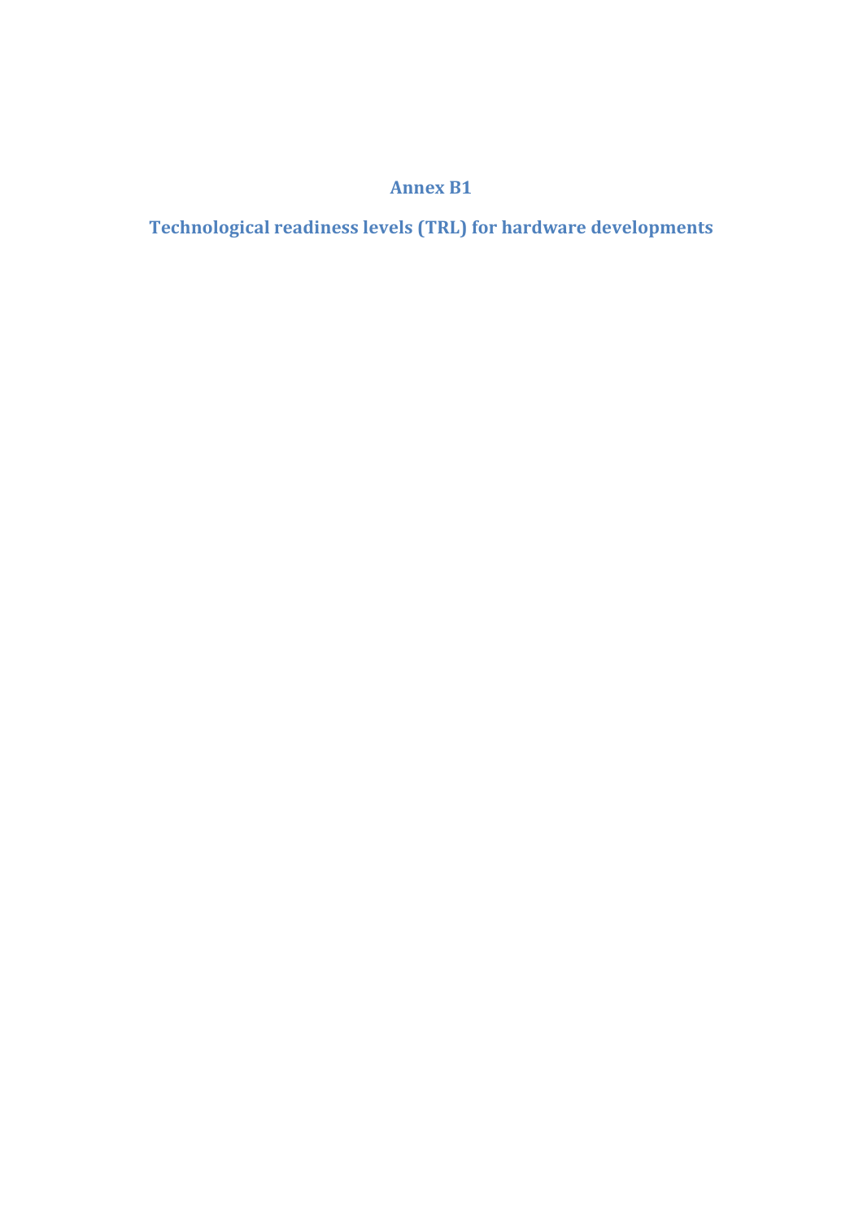# Annex B1

## Technological readiness levels (TRL) for hardware developments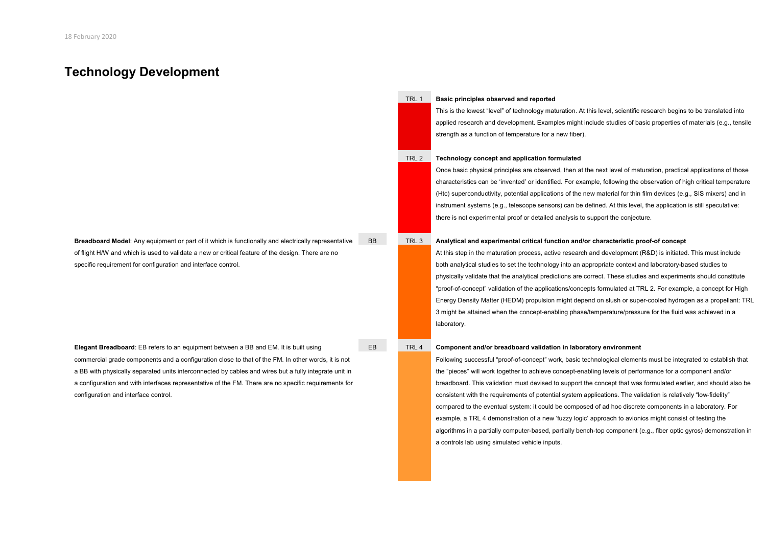# Technology Development

**TRL 1**

**Basic principles observed and reported**

This is the lowest "level" of technology maturation. At this level, scientific research begins to be translated into applied research and development. Examples might include studies of basic properties of materials (e.g., tensile strength as a function of temperature for a new fiber).

**TRL 2**

**Technology concept and application formulated**

Once basic physical principles are observed, then at the next level of maturation, practical applications of those characteristics can be 'invented' or identified. For example, following the observation of high critical temperature (Htc) superconductivity, potential applications of the new material for thin film devices (e.g., SIS mixers) and in instrument systems (e.g., telescope sensors) can be defined. At this level, the application is still speculative: there is not experimental proof or detailed analysis to support the conjecture.

**BB**

**Breadboard Model**: Any equipment or part of it which is functionally and electrically representative of flight H/W and which is used to validate a new or critical feature of the design. There are no specific requirement for configuration and interface control.

**TRL 3**

**Analytical and experimental critical function and/or characteristic proof-of concept**

At this step in the maturation process, active research and development (R&D) is initiated. This must include both analytical studies to set the technology into an appropriate context and laboratory-based studies to physically validate that the analytical predictions are correct. These studies and experiments should constitute "proof-of-concept" validation of the applications/concepts formulated at TRL 2. For example, a concept for High Energy Density Matter (HEDM) propulsion might depend on slush or super-cooled hydrogen as a propellant: TRL 3 might be attained when the concept-enabling phase/temperature/pressure for the fluid was achieved in a laboratory.

**EB**

**Elegant Breadboard**: EB refers to an equipment between a BB and EM. It is built using commercial grade components and a configuration close to that of the FM. In other words, it is not a BB with physically separated units interconnected by cables and wires but a fully integrate unit in a configuration and with interfaces representative of the FM. There are no specific requirements for configuration and interface control.

**TRL 4**

**Component and/or breadboard validation in laboratory environment**

Following successful "proof-of-concept" work, basic technological elements must be integrated to establish that the "pieces" will work together to achieve concept-enabling levels of performance for a component and/or breadboard. This validation must devised to support the concept that was formulated earlier, and should also be consistent with the requirements of potential system applications. The validation is relatively "low-fidelity" compared to the eventual system: it could be composed of ad hoc discrete components in a laboratory. For example, a TRL 4 demonstration of a new 'fuzzy logic' approach to avionics might consist of testing the algorithms in a partially computer-based, partially bench-top component (e.g., fiber optic gyros) demonstration in a controls lab using simulated vehicle inputs.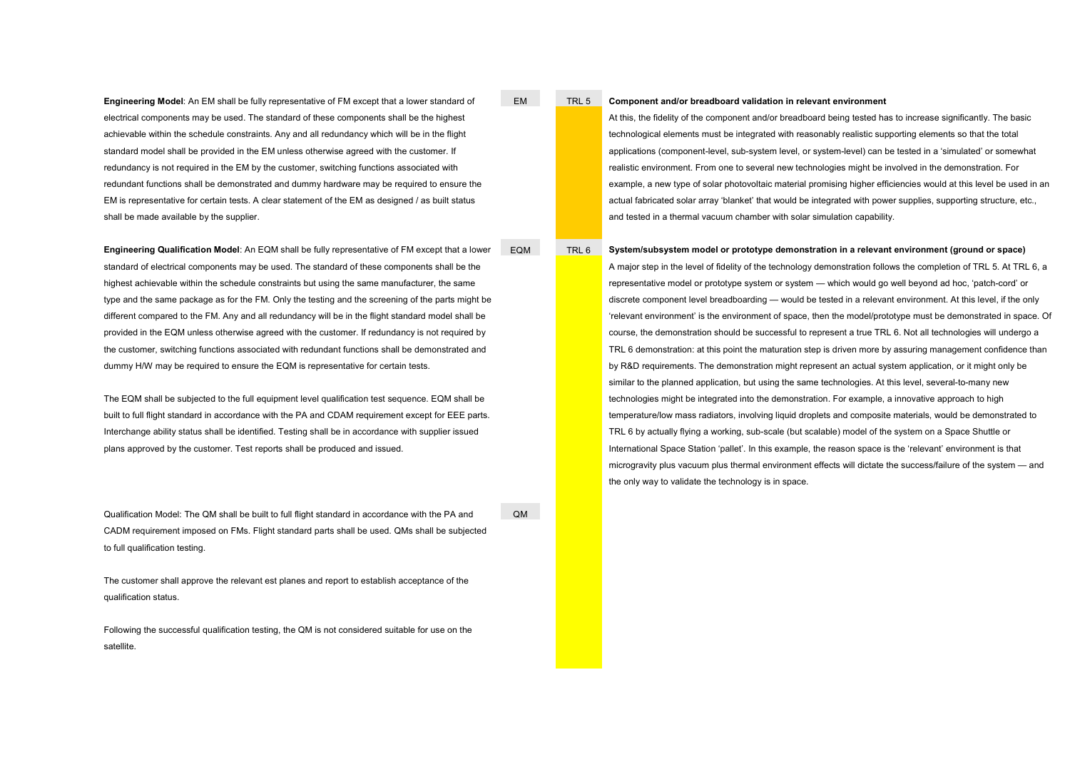**Engineering Model**: An EM shall be fully representative of FM except that a lower standard of electrical components may be used. The standard of these components shall be the highest achievable within the schedule constraints. Any and all redundancy which will be in the flight standard model shall be provided in the EM unless otherwise agreed with the customer. If redundancy is not required in the EM by the customer, switching functions associated with redundant functions shall be demonstrated and dummy hardware may be required to ensure the EM is representative for certain tests. A clear statement of the EM as designed / as built status shall be made available by the supplier.

EM

TRL 5

**Component and/or breadboard validation in relevant environment**

At this, the fidelity of the component and/or breadboard being tested has to increase significantly. The basic technological elements must be integrated with reasonably realistic supporting elements so that the total applications (component-level, sub-system level, or system-level) can be tested in a 'simulated' or somewhat realistic environment. From one to several new technologies might be involved in the demonstration. For example, a new type of solar photovoltaic material promising higher efficiencies would at this level be used in an actual fabricated solar array 'blanket' that would be integrated with power supplies, supporting structure, etc., and tested in a thermal vacuum chamber with solar simulation capability.

**Engineering Qualification Model**: An EQM shall be fully representative of FM except that a lower standard of electrical components may be used. The standard of these components shall be the highest achievable within the schedule constraints but using the same manufacturer, the same type and the same package as for the FM. Only the testing and the screening of the parts might be different compared to the FM. Any and all redundancy will be in the flight standard model shall be provided in the EQM unless otherwise agreed with the customer. If redundancy is not required by the customer, switching functions associated with redundant functions shall be demonstrated and dummy H/W may be required to ensure the EQM is representative for certain tests.

The EQM shall be subjected to the full equipment level qualification test sequence. EQM shall be built to full flight standard in accordance with the PA and CDAM requirement except for EEE parts. Interchange ability status shall be identified. Testing shall be in accordance with supplier issued plans approved by the customer. Test reports shall be produced and issued.

EQM

TRL 6

**System/subsystem model or prototype demonstration in a relevant environment (ground or space)**

A major step in the level of fidelity of the technology demonstration follows the completion of TRL 5. At TRL 6, a representative model or prototype system or system — which would go well beyond ad hoc, 'patch-cord' or discrete component level breadboarding — would be tested in a relevant environment. At this level, if the only 'relevant environment' is the environment of space, then the model/prototype must be demonstrated in space. Of course, the demonstration should be successful to represent a true TRL 6. Not all technologies will undergo a TRL 6 demonstration: at this point the maturation step is driven more by assuring management confidence than by R&D requirements. The demonstration might represent an actual system application, or it might only be similar to the planned application, but using the same technologies. At this level, several-to-many new technologies might be integrated into the demonstration. For example, a innovative approach to high temperature/low mass radiators, involving liquid droplets and composite materials, would be demonstrated to TRL 6 by actually flying a working, sub-scale (but scalable) model of the system on a Space Shuttle or International Space Station 'pallet'. In this example, the reason space is the 'relevant' environment is that microgravity plus vacuum plus thermal environment effects will dictate the success/failure of the system — and the only way to validate the technology is in space.

Qualification Model: The QM shall be built to full flight standard in accordance with the PA and CADM requirement imposed on FMs. Flight standard parts shall be used. QMs shall be subjected to full qualification testing.

QM

The customer shall approve the relevant est planes and report to establish acceptance of the qualification status.

Following the successful qualification testing, the QM is not considered suitable for use on the satellite.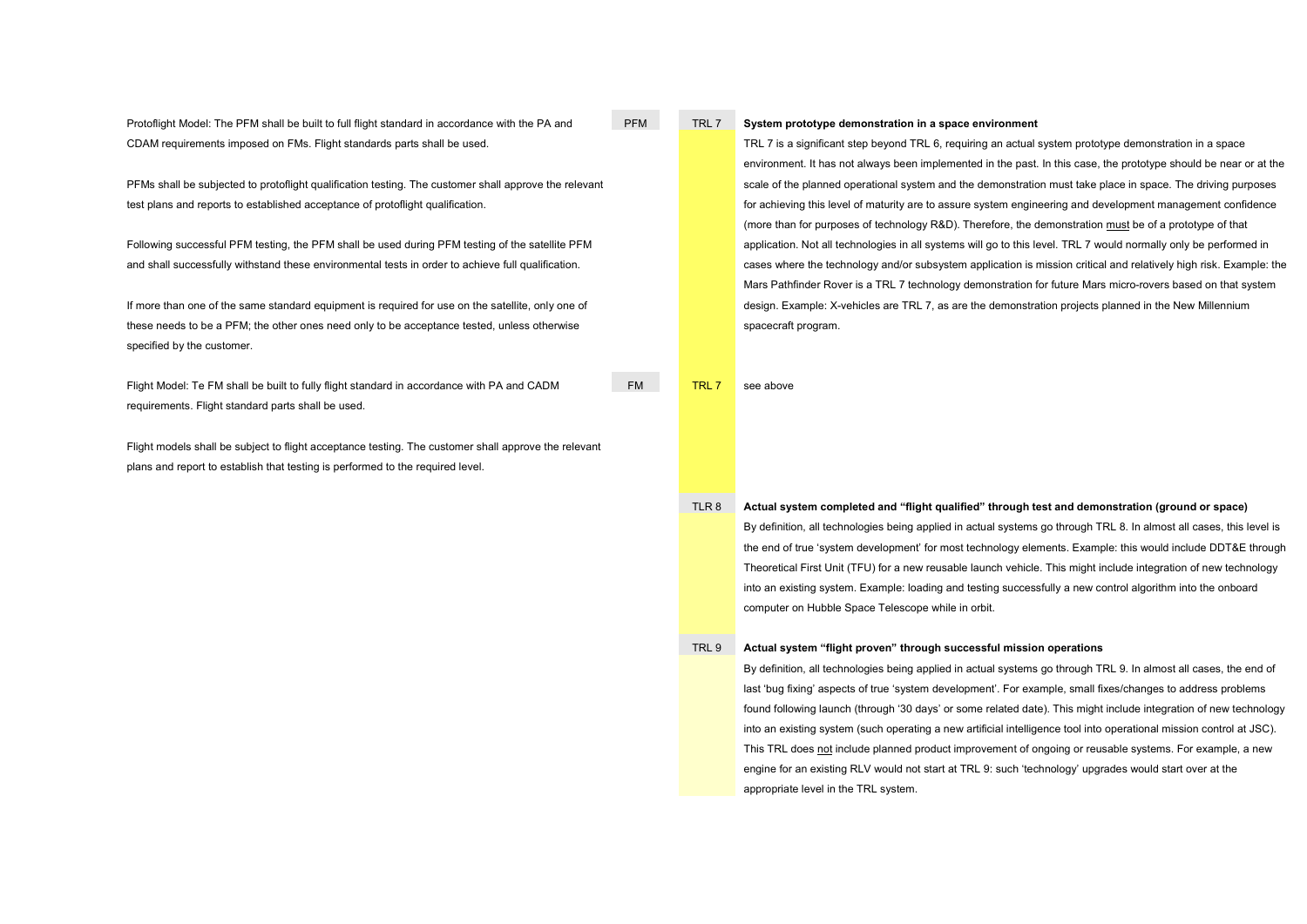| Description | Model | TRL | TRL Definition |
|---|---|---|---|
| Protoflight Model: The PFM shall be built to full flight standard in accordance with the PA and CDAM requirements imposed on FMs. Flight standards parts shall be used.<br><br>PFMs shall be subjected to protoflight qualification testing. The customer shall approve the relevant test plans and reports to established acceptance of protoflight qualification.<br><br>Following successful PFM testing, the PFM shall be used during PFM testing of the satellite PFM and shall successfully withstand these environmental tests in order to achieve full qualification.<br><br>If more than one of the same standard equipment is required for use on the satellite, only one of these needs to be a PFM; the other ones need only to be acceptance tested, unless otherwise specified by the customer. | PFM | TRL 7 | **System prototype demonstration in a space environment**<br>TRL 7 is a significant step beyond TRL 6, requiring an actual system prototype demonstration in a space environment. It has not always been implemented in the past. In this case, the prototype should be near or at the scale of the planned operational system and the demonstration must take place in space. The driving purposes for achieving this level of maturity are to assure system engineering and development management confidence (more than for purposes of technology R&D). Therefore, the demonstration <u>must</u> be of a prototype of that application. Not all technologies in all systems will go to this level. TRL 7 would normally only be performed in cases where the technology and/or subsystem application is mission critical and relatively high risk. Example: the Mars Pathfinder Rover is a TRL 7 technology demonstration for future Mars micro-rovers based on that system design. Example: X-vehicles are TRL 7, as are the demonstration projects planned in the New Millennium spacecraft program. |
| Flight Model: Te FM shall be built to fully flight standard in accordance with PA and CADM requirements. Flight standard parts shall be used.<br><br>Flight models shall be subject to flight acceptance testing. The customer shall approve the relevant plans and report to establish that testing is performed to the required level. | FM | TRL 7 | see above |
| | | TLR 8 | **Actual system completed and "flight qualified" through test and demonstration (ground or space)**<br>By definition, all technologies being applied in actual systems go through TRL 8. In almost all cases, this level is the end of true 'system development' for most technology elements. Example: this would include DDT&E through Theoretical First Unit (TFU) for a new reusable launch vehicle. This might include integration of new technology into an existing system. Example: loading and testing successfully a new control algorithm into the onboard computer on Hubble Space Telescope while in orbit. |
| | | TRL 9 | **Actual system "flight proven" through successful mission operations**<br>By definition, all technologies being applied in actual systems go through TRL 9. In almost all cases, the end of last 'bug fixing' aspects of true 'system development'. For example, small fixes/changes to address problems found following launch (through '30 days' or some related date). This might include integration of new technology into an existing system (such operating a new artificial intelligence tool into operational mission control at JSC). This TRL does <u>not</u> include planned product improvement of ongoing or reusable systems. For example, a new engine for an existing RLV would not start at TRL 9: such 'technology' upgrades would start over at the appropriate level in the TRL system. |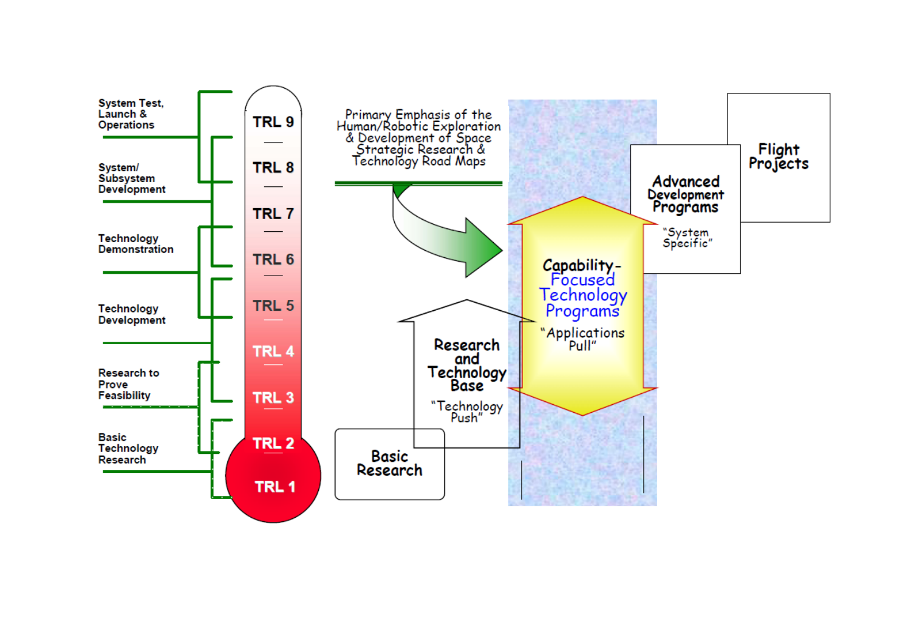System Test, Launch & Operations

System/ Subsystem Development

Technology Demonstration

Technology Development

Research to Prove Feasibility

Basic Technology Research

TRL 9

TRL 8

TRL 7

TRL 6

TRL 5

TRL 4

TRL 3

TRL 2

TRL 1

Primary Emphasis of the Human/Robotic Exploration & Development of Space Strategic Research & Technology Road Maps

Research and Technology Base

"Technology Push"

Basic Research

Capability-Focused Technology Programs

"Applications Pull"

Advanced Development Programs

"System Specific"

Flight Projects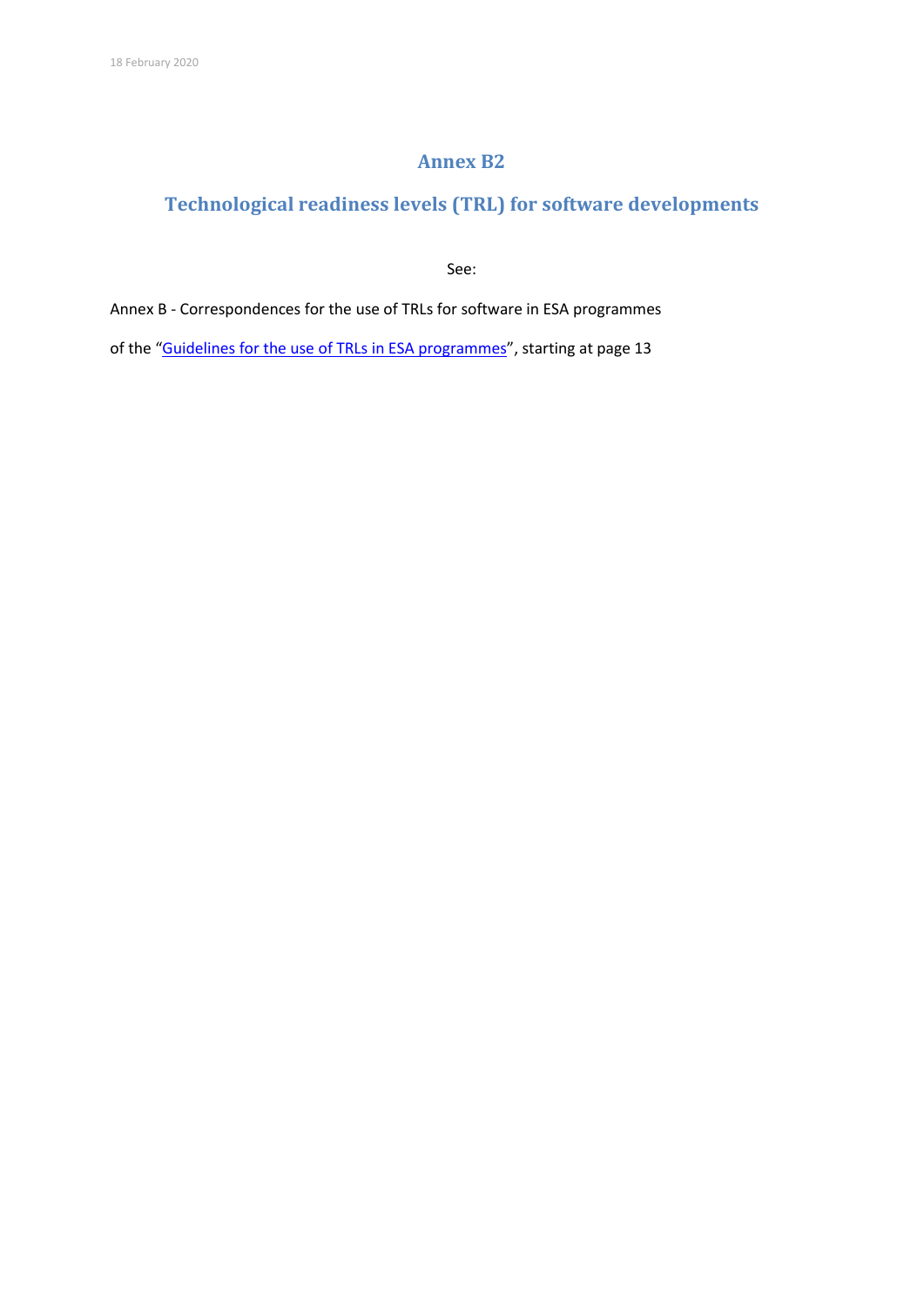# Annex B2

## Technological readiness levels (TRL) for software developments

See:

Annex B - Correspondences for the use of TRLs for software in ESA programmes

of the "Guidelines for the use of TRLs in ESA programmes", starting at page 13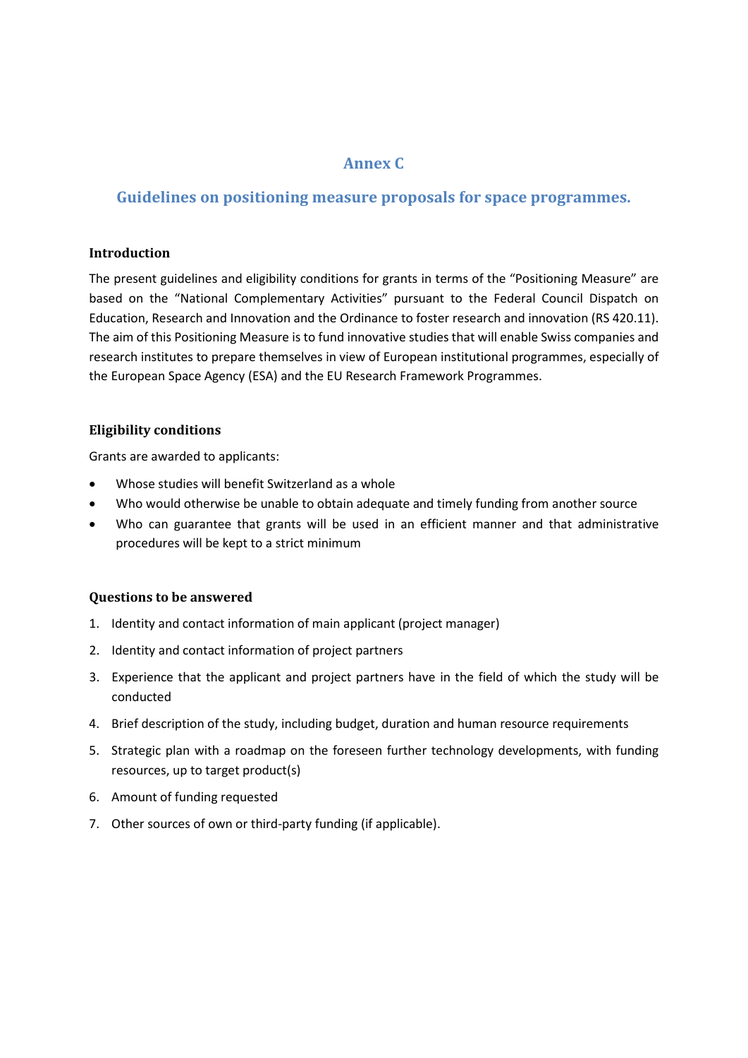# Annex C

## Guidelines on positioning measure proposals for space programmes.

### Introduction

The present guidelines and eligibility conditions for grants in terms of the "Positioning Measure" are based on the "National Complementary Activities" pursuant to the Federal Council Dispatch on Education, Research and Innovation and the Ordinance to foster research and innovation (RS 420.11). The aim of this Positioning Measure is to fund innovative studies that will enable Swiss companies and research institutes to prepare themselves in view of European institutional programmes, especially of the European Space Agency (ESA) and the EU Research Framework Programmes.

### Eligibility conditions

Grants are awarded to applicants:

- Whose studies will benefit Switzerland as a whole
- Who would otherwise be unable to obtain adequate and timely funding from another source
- Who can guarantee that grants will be used in an efficient manner and that administrative procedures will be kept to a strict minimum

### Questions to be answered

1. Identity and contact information of main applicant (project manager)
2. Identity and contact information of project partners
3. Experience that the applicant and project partners have in the field of which the study will be conducted
4. Brief description of the study, including budget, duration and human resource requirements
5. Strategic plan with a roadmap on the foreseen further technology developments, with funding resources, up to target product(s)
6. Amount of funding requested
7. Other sources of own or third-party funding (if applicable).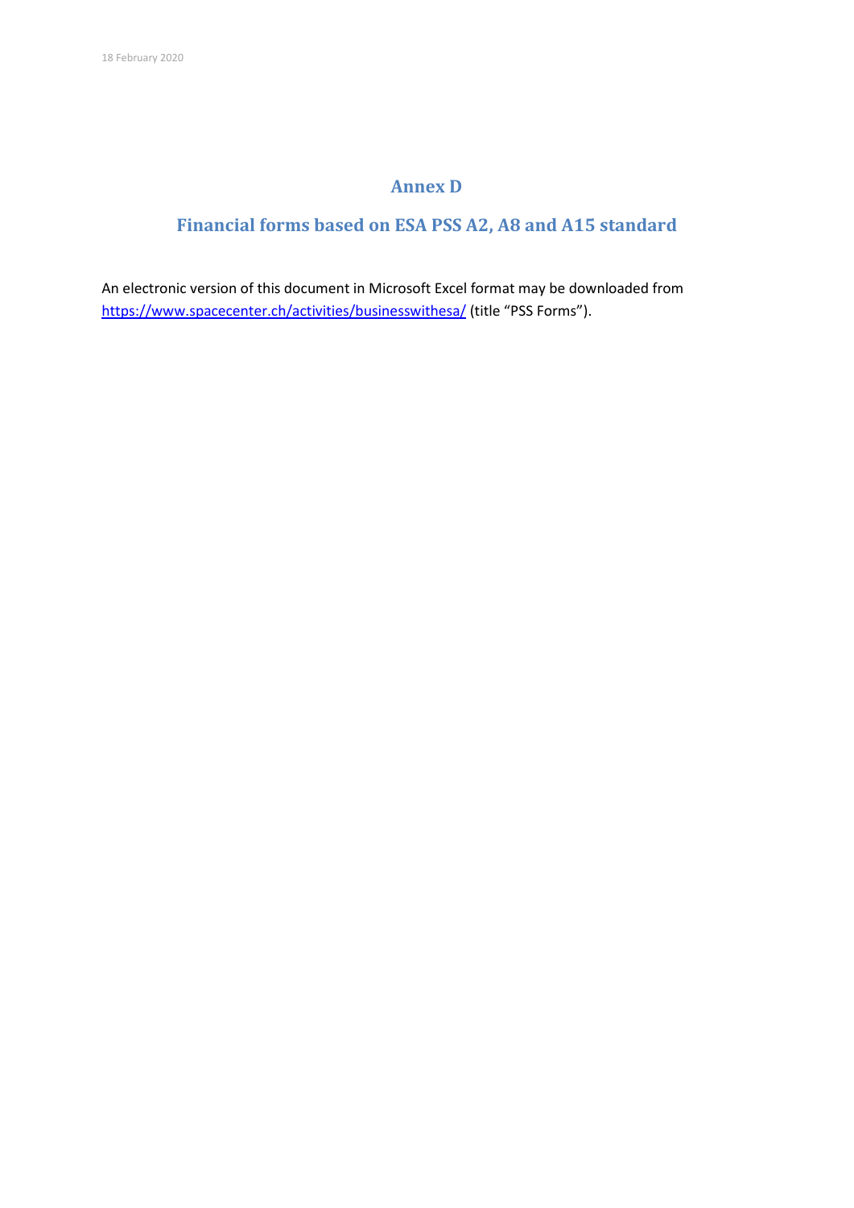# Annex D

## Financial forms based on ESA PSS A2, A8 and A15 standard

An electronic version of this document in Microsoft Excel format may be downloaded from https://www.spacecenter.ch/activities/businesswithesa/ (title "PSS Forms").